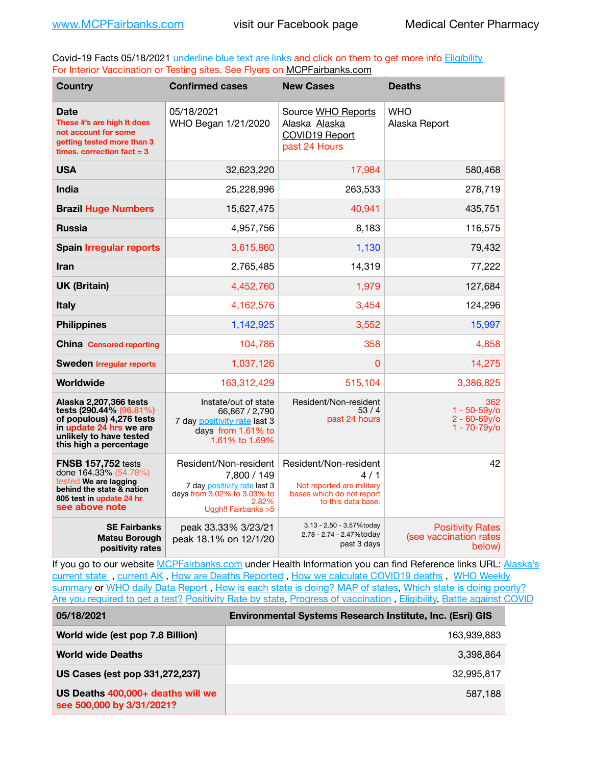www.MCPFairbanks.com visit our Facebook page Medical Center Pharmacy

Covid-19 Facts 05/18/2021 underline blue text are links and click on them to get more info Eligibility
For Interior Vaccination or Testing sites. See Flyers on MCPFairbanks.com

| Country | Confirmed cases | New Cases | Deaths |
|---|---|---|---|
| **Date** These #'s are high It does not account for some getting tested more than 3 times. correction fact = 3 | 05/18/2021 WHO Began 1/21/2020 | Source WHO Reports Alaska Alaska COVID19 Report past 24 Hours | WHO Alaska Report |
| **USA** | 32,623,220 | 17,984 | 580,468 |
| **India** | 25,228,996 | 263,533 | 278,719 |
| **Brazil Huge Numbers** | 15,627,475 | 40,941 | 435,751 |
| **Russia** | 4,957,756 | 8,183 | 116,575 |
| **Spain Irregular reports** | 3,615,860 | 1,130 | 79,432 |
| **Iran** | 2,765,485 | 14,319 | 77,222 |
| **UK (Britain)** | 4,452,760 | 1,979 | 127,684 |
| **Italy** | 4,162,576 | 3,454 | 124,296 |
| **Philippines** | 1,142,925 | 3,552 | 15,997 |
| **China Censored reporting** | 104,786 | 358 | 4,858 |
| **Sweden Irregular reports** | 1,037,126 | 0 | 14,275 |
| **Worldwide** | 163,312,429 | 515,104 | 3,386,825 |
| **Alaska 2,207,366 tests tests (290.44% (96.81%) of populous) 4,276 tests in update 24 hrs we are unlikely to have tested this high a percentage** | Instate/out of state 66,867 / 2,790 7 day positivity rate last 3 days from 1.61% to 1.61% to 1.69% | Resident/Non-resident 53 / 4 past 24 hours | 362 1 - 50-59y/o 2 - 60-69y/o 1 - 70-79y/o |
| **FNSB 157,752** tests done 164.33% (54.78%) tested **We are lagging behind the state & nation 805 test in update 24 hr see above note** | Resident/Non-resident 7,800 / 149 7 day positivity rate last 3 days from 3.02% to 3.03% to 2.82% Uggh!! Fairbanks >5 | Resident/Non-resident 4 / 1 Not reported are military bases which do not report to this data base. | 42 |
| **SE Fairbanks Matsu Borough positivity rates** | peak 33.33% 3/23/21 peak 18.1% on 12/1/20 | 3.13 - 2.50 - 3.57%today 2.78 - 2.74 - 2.47%today past 3 days | Positivity Rates (see vaccination rates below) |

If you go to our website MCPFairbanks.com under Health Information you can find Reference links URL: Alaska's current state , current AK , How are Deaths Reported , How we calculate COVID19 deaths , WHO Weekly summary or WHO daily Data Report , How is each state is doing? MAP of states, Which state is doing poorly? Are you required to get a test? Positivity Rate by state, Progress of vaccination , Eligibility, Battle against COVID

| 05/18/2021 | Environmental Systems Research Institute, Inc. (Esri) GIS |
|---|---|
| **World wide (est pop 7.8 Billion)** | 163,939,883 |
| **World wide Deaths** | 3,398,864 |
| **US Cases (est pop 331,272,237)** | 32,995,817 |
| **US Deaths 400,000+ deaths will we see 500,000 by 3/31/2021?** | 587,188 |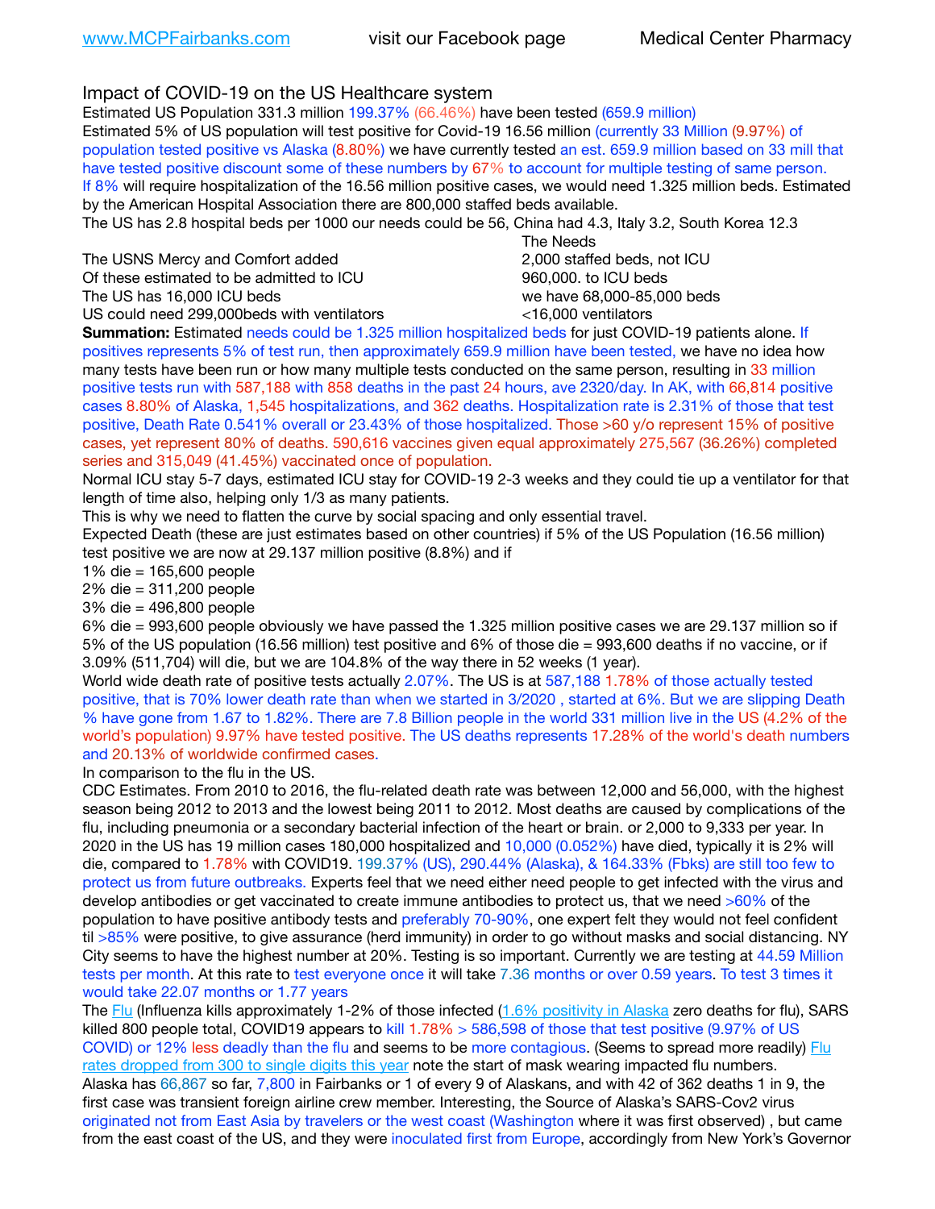# Impact of COVID-19 on the US Healthcare system

Estimated US Population 331.3 million 199.37% (66.46%) have been tested (659.9 million)
Estimated 5% of US population will test positive for Covid-19 16.56 million (currently 33 Million (9.97%) of population tested positive vs Alaska (8.80%) we have currently tested an est. 659.9 million based on 33 mill that have tested positive discount some of these numbers by 67% to account for multiple testing of same person.
If 8% will require hospitalization of the 16.56 million positive cases, we would need 1.325 million beds. Estimated by the American Hospital Association there are 800,000 staffed beds available.
The US has 2.8 hospital beds per 1000 our needs could be 56, China had 4.3, Italy 3.2, South Korea 12.3

| | The Needs |
|---|---|
| The USNS Mercy and Comfort added | 2,000 staffed beds, not ICU |
| Of these estimated to be admitted to ICU | 960,000. to ICU beds |
| The US has 16,000 ICU beds | we have 68,000-85,000 beds |
| US could need 299,000beds with ventilators | <16,000 ventilators |

**Summation:** Estimated needs could be 1.325 million hospitalized beds for just COVID-19 patients alone. If positives represents 5% of test run, then approximately 659.9 million have been tested, we have no idea how many tests have been run or how many multiple tests conducted on the same person, resulting in 33 million positive tests run with 587,188 with 858 deaths in the past 24 hours, ave 2320/day. In AK, with 66,814 positive cases 8.80% of Alaska, 1,545 hospitalizations, and 362 deaths. Hospitalization rate is 2.31% of those that test positive, Death Rate 0.541% overall or 23.43% of those hospitalized. Those >60 y/o represent 15% of positive cases, yet represent 80% of deaths. 590,616 vaccines given equal approximately 275,567 (36.26%) completed series and 315,049 (41.45%) vaccinated once of population.
Normal ICU stay 5-7 days, estimated ICU stay for COVID-19 2-3 weeks and they could tie up a ventilator for that length of time also, helping only 1/3 as many patients.
This is why we need to flatten the curve by social spacing and only essential travel.
Expected Death (these are just estimates based on other countries) if 5% of the US Population (16.56 million) test positive we are now at 29.137 million positive (8.8%) and if

1% die = 165,600 people
2% die = 311,200 people
3% die = 496,800 people
6% die = 993,600 people obviously we have passed the 1.325 million positive cases we are 29.137 million so if 5% of the US population (16.56 million) test positive and 6% of those die = 993,600 deaths if no vaccine, or if 3.09% (511,704) will die, but we are 104.8% of the way there in 52 weeks (1 year).

World wide death rate of positive tests actually 2.07%. The US is at 587,188 1.78% of those actually tested positive, that is 70% lower death rate than when we started in 3/2020 , started at 6%. But we are slipping Death % have gone from 1.67 to 1.82%. There are 7.8 Billion people in the world 331 million live in the US (4.2% of the world's population) 9.97% have tested positive. The US deaths represents 17.28% of the world's death numbers and 20.13% of worldwide confirmed cases.
In comparison to the flu in the US.
CDC Estimates. From 2010 to 2016, the flu-related death rate was between 12,000 and 56,000, with the highest season being 2012 to 2013 and the lowest being 2011 to 2012. Most deaths are caused by complications of the flu, including pneumonia or a secondary bacterial infection of the heart or brain. or 2,000 to 9,333 per year. In 2020 in the US has 19 million cases 180,000 hospitalized and 10,000 (0.052%) have died, typically it is 2% will die, compared to 1.78% with COVID19. 199.37% (US), 290.44% (Alaska), & 164.33% (Fbks) are still too few to protect us from future outbreaks. Experts feel that we need either need people to get infected with the virus and develop antibodies or get vaccinated to create immune antibodies to protect us, that we need >60% of the population to have positive antibody tests and preferably 70-90%, one expert felt they would not feel confident til >85% were positive, to give assurance (herd immunity) in order to go without masks and social distancing. NY City seems to have the highest number at 20%. Testing is so important. Currently we are testing at 44.59 Million tests per month. At this rate to test everyone once it will take 7.36 months or over 0.59 years. To test 3 times it would take 22.07 months or 1.77 years
The Flu (Influenza kills approximately 1-2% of those infected (1.6% positivity in Alaska zero deaths for flu), SARS killed 800 people total, COVID19 appears to kill 1.78% > 586,598 of those that test positive (9.97% of US COVID) or 12% less deadly than the flu and seems to be more contagious. (Seems to spread more readily) Flu rates dropped from 300 to single digits this year note the start of mask wearing impacted flu numbers.
Alaska has 66,867 so far, 7,800 in Fairbanks or 1 of every 9 of Alaskans, and with 42 of 362 deaths 1 in 9, the first case was transient foreign airline crew member. Interesting, the Source of Alaska's SARS-Cov2 virus originated not from East Asia by travelers or the west coast (Washington where it was first observed) , but came from the east coast of the US, and they were inoculated first from Europe, accordingly from New York's Governor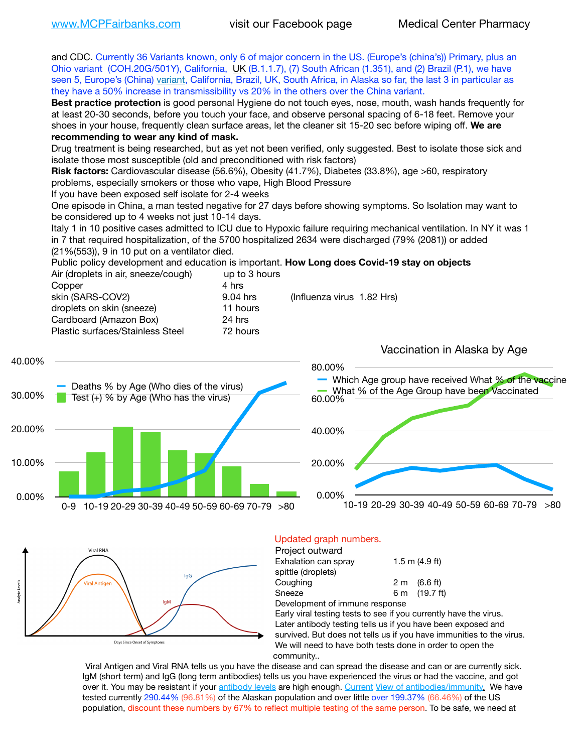www.MCPFairbanks.com visit our Facebook page Medical Center Pharmacy

and CDC. Currently 36 Variants known, only 6 of major concern in the US. (Europe's (china's)) Primary, plus an Ohio variant (COH.20G/501Y), California, UK (B.1.1.7), (7) South African (1.351), and (2) Brazil (P.1), we have seen 5, Europe's (China) variant, California, Brazil, UK, South Africa, in Alaska so far, the last 3 in particular as they have a 50% increase in transmissibility vs 20% in the others over the China variant.

**Best practice protection** is good personal Hygiene do not touch eyes, nose, mouth, wash hands frequently for at least 20-30 seconds, before you touch your face, and observe personal spacing of 6-18 feet. Remove your shoes in your house, frequently clean surface areas, let the cleaner sit 15-20 sec before wiping off. **We are recommending to wear any kind of mask.**

Drug treatment is being researched, but as yet not been verified, only suggested. Best to isolate those sick and isolate those most susceptible (old and preconditioned with risk factors)

**Risk factors:** Cardiovascular disease (56.6%), Obesity (41.7%), Diabetes (33.8%), age >60, respiratory problems, especially smokers or those who vape, High Blood Pressure

If you have been exposed self isolate for 2-4 weeks

One episode in China, a man tested negative for 27 days before showing symptoms. So Isolation may want to be considered up to 4 weeks not just 10-14 days.

Italy 1 in 10 positive cases admitted to ICU due to Hypoxic failure requiring mechanical ventilation. In NY it was 1 in 7 that required hospitalization, of the 5700 hospitalized 2634 were discharged (79% (2081)) or added (21%(553)), 9 in 10 put on a ventilator died.

Public policy development and education is important. **How Long does Covid-19 stay on objects**

| | | |
|---|---|---|
| Air (droplets in air, sneeze/cough) | up to 3 hours | |
| Copper | 4 hrs | |
| skin (SARS-COV2) | 9.04 hrs | (Influenza virus 1.82 Hrs) |
| droplets on skin (sneeze) | 11 hours | |
| Cardboard (Amazon Box) | 24 hrs | |
| Plastic surfaces/Stainless Steel | 72 hours | |

Vaccination in Alaska by Age

Updated graph numbers.

Project outward

| | | |
|---|---|---|
| Exhalation can spray spittle (droplets) | 1.5 m | (4.9 ft) |
| Coughing | 2 m | (6.6 ft) |
| Sneeze | 6 m | (19.7 ft) |

Development of immune response

Early viral testing tests to see if you currently have the virus.

Later antibody testing tells us if you have been exposed and survived. But does not tells us if you have immunities to the virus.

We will need to have both tests done in order to open the community..

Viral Antigen and Viral RNA tells us you have the disease and can spread the disease and can or are currently sick. IgM (short term) and IgG (long term antibodies) tells us you have experienced the virus or had the vaccine, and got over it. You may be resistant if your antibody levels are high enough. Current View of antibodies/immunity. We have tested currently 290.44% (96.81%) of the Alaskan population and over little over 199.37% (66.46%) of the US population, discount these numbers by 67% to reflect multiple testing of the same person. To be safe, we need at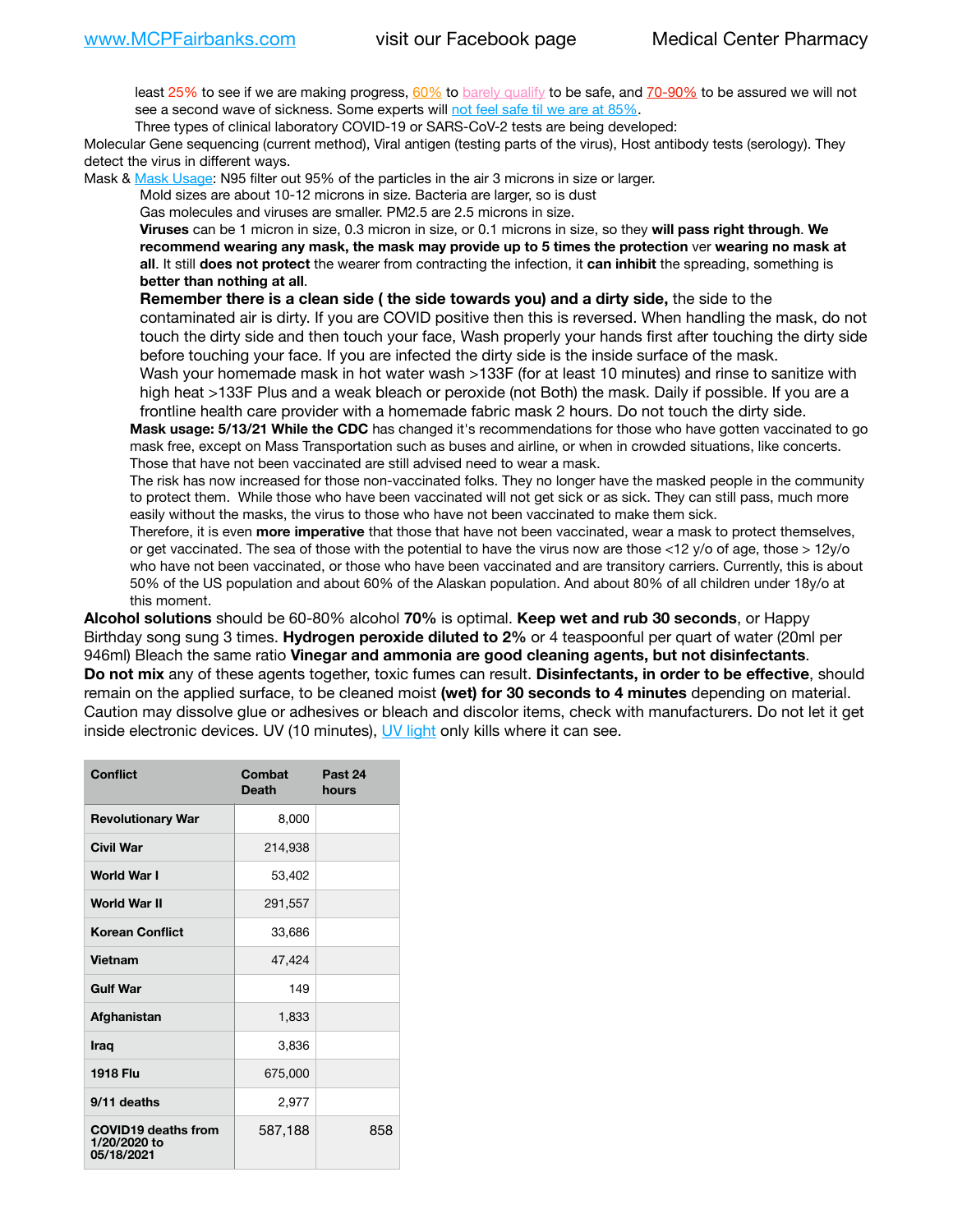least 25% to see if we are making progress, 60% to barely qualify to be safe, and 70-90% to be assured we will not see a second wave of sickness. Some experts will not feel safe til we are at 85%.

Three types of clinical laboratory COVID-19 or SARS-CoV-2 tests are being developed:

Molecular Gene sequencing (current method), Viral antigen (testing parts of the virus), Host antibody tests (serology). They detect the virus in different ways.

Mask & Mask Usage: N95 filter out 95% of the particles in the air 3 microns in size or larger.

Mold sizes are about 10-12 microns in size. Bacteria are larger, so is dust

Gas molecules and viruses are smaller. PM2.5 are 2.5 microns in size.

**Viruses** can be 1 micron in size, 0.3 micron in size, or 0.1 microns in size, so they **will pass right through**. **We recommend wearing any mask, the mask may provide up to 5 times the protection** ver **wearing no mask at all**. It still **does not protect** the wearer from contracting the infection, it **can inhibit** the spreading, something is **better than nothing at all**.

**Remember there is a clean side ( the side towards you) and a dirty side,** the side to the contaminated air is dirty. If you are COVID positive then this is reversed. When handling the mask, do not touch the dirty side and then touch your face, Wash properly your hands first after touching the dirty side before touching your face. If you are infected the dirty side is the inside surface of the mask.

Wash your homemade mask in hot water wash >133F (for at least 10 minutes) and rinse to sanitize with high heat >133F Plus and a weak bleach or peroxide (not Both) the mask. Daily if possible. If you are a frontline health care provider with a homemade fabric mask 2 hours. Do not touch the dirty side.

**Mask usage: 5/13/21 While the CDC** has changed it's recommendations for those who have gotten vaccinated to go mask free, except on Mass Transportation such as buses and airline, or when in crowded situations, like concerts. Those that have not been vaccinated are still advised need to wear a mask.

The risk has now increased for those non-vaccinated folks. They no longer have the masked people in the community to protect them. While those who have been vaccinated will not get sick or as sick. They can still pass, much more easily without the masks, the virus to those who have not been vaccinated to make them sick.

Therefore, it is even **more imperative** that those that have not been vaccinated, wear a mask to protect themselves, or get vaccinated. The sea of those with the potential to have the virus now are those <12 y/o of age, those > 12y/o who have not been vaccinated, or those who have been vaccinated and are transitory carriers. Currently, this is about 50% of the US population and about 60% of the Alaskan population. And about 80% of all children under 18y/o at this moment.

**Alcohol solutions** should be 60-80% alcohol **70%** is optimal. **Keep wet and rub 30 seconds**, or Happy Birthday song sung 3 times. **Hydrogen peroxide diluted to 2%** or 4 teaspoonful per quart of water (20ml per 946ml) Bleach the same ratio **Vinegar and ammonia are good cleaning agents, but not disinfectants**.

**Do not mix** any of these agents together, toxic fumes can result. **Disinfectants, in order to be effective**, should remain on the applied surface, to be cleaned moist **(wet) for 30 seconds to 4 minutes** depending on material. Caution may dissolve glue or adhesives or bleach and discolor items, check with manufacturers. Do not let it get inside electronic devices. UV (10 minutes), UV light only kills where it can see.

| Conflict | Combat Death | Past 24 hours |
|---|---|---|
| Revolutionary War | 8,000 | |
| Civil War | 214,938 | |
| World War I | 53,402 | |
| World War II | 291,557 | |
| Korean Conflict | 33,686 | |
| Vietnam | 47,424 | |
| Gulf War | 149 | |
| Afghanistan | 1,833 | |
| Iraq | 3,836 | |
| 1918 Flu | 675,000 | |
| 9/11 deaths | 2,977 | |
| COVID19 deaths from 1/20/2020 to 05/18/2021 | 587,188 | 858 |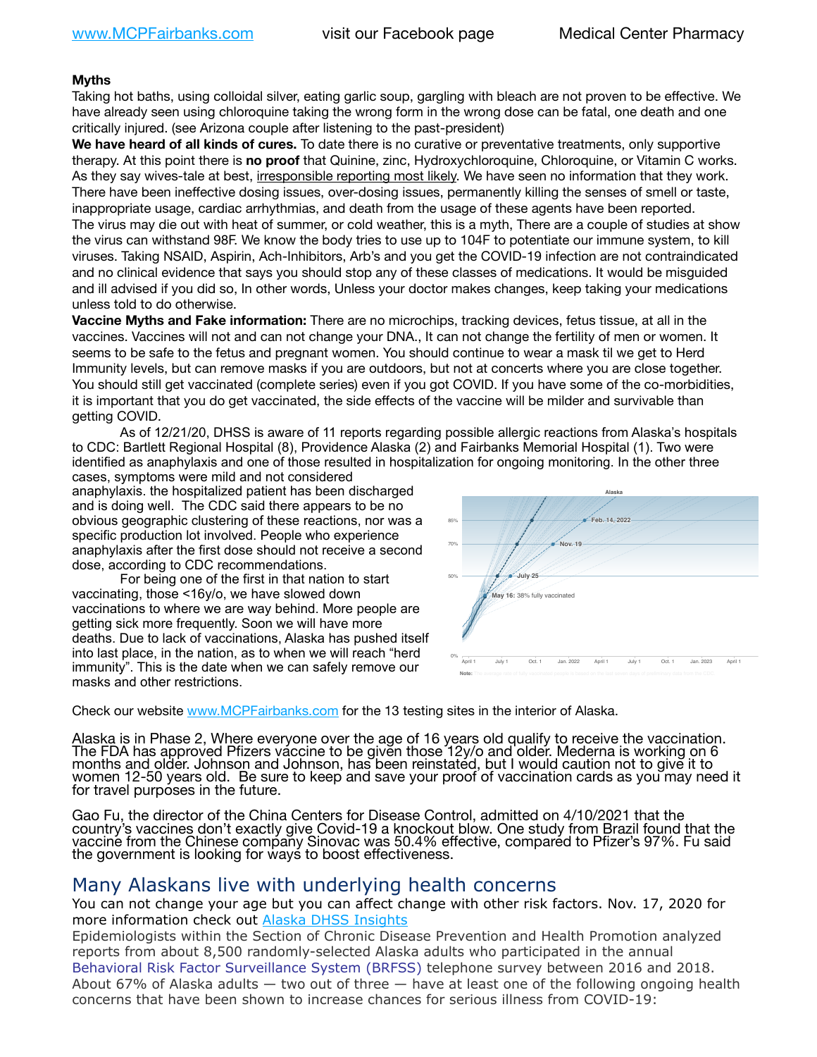**Myths**

Taking hot baths, using colloidal silver, eating garlic soup, gargling with bleach are not proven to be effective. We have already seen using chloroquine taking the wrong form in the wrong dose can be fatal, one death and one critically injured. (see Arizona couple after listening to the past-president)

**We have heard of all kinds of cures.** To date there is no curative or preventative treatments, only supportive therapy. At this point there is **no proof** that Quinine, zinc, Hydroxychloroquine, Chloroquine, or Vitamin C works. As they say wives-tale at best, irresponsible reporting most likely. We have seen no information that they work. There have been ineffective dosing issues, over-dosing issues, permanently killing the senses of smell or taste, inappropriate usage, cardiac arrhythmias, and death from the usage of these agents have been reported.

The virus may die out with heat of summer, or cold weather, this is a myth, There are a couple of studies at show the virus can withstand 98F. We know the body tries to use up to 104F to potentiate our immune system, to kill viruses. Taking NSAID, Aspirin, Ach-Inhibitors, Arb's and you get the COVID-19 infection are not contraindicated and no clinical evidence that says you should stop any of these classes of medications. It would be misguided and ill advised if you did so, In other words, Unless your doctor makes changes, keep taking your medications unless told to do otherwise.

**Vaccine Myths and Fake information:** There are no microchips, tracking devices, fetus tissue, at all in the vaccines. Vaccines will not and can not change your DNA., It can not change the fertility of men or women. It seems to be safe to the fetus and pregnant women. You should continue to wear a mask til we get to Herd Immunity levels, but can remove masks if you are outdoors, but not at concerts where you are close together. You should still get vaccinated (complete series) even if you got COVID. If you have some of the co-morbidities, it is important that you do get vaccinated, the side effects of the vaccine will be milder and survivable than getting COVID.

As of 12/21/20, DHSS is aware of 11 reports regarding possible allergic reactions from Alaska's hospitals to CDC: Bartlett Regional Hospital (8), Providence Alaska (2) and Fairbanks Memorial Hospital (1). Two were identified as anaphylaxis and one of those resulted in hospitalization for ongoing monitoring. In the other three cases, symptoms were mild and not considered anaphylaxis. the hospitalized patient has been discharged and is doing well. The CDC said there appears to be no obvious geographic clustering of these reactions, nor was a specific production lot involved. People who experience anaphylaxis after the first dose should not receive a second dose, according to CDC recommendations.

For being one of the first in that nation to start vaccinating, those <16y/o, we have slowed down vaccinations to where we are way behind. More people are getting sick more frequently. Soon we will have more deaths. Due to lack of vaccinations, Alaska has pushed itself into last place, in the nation, as to when we will reach "herd immunity". This is the date when we can safely remove our masks and other restrictions.

Check our website www.MCPFairbanks.com for the 13 testing sites in the interior of Alaska.

Alaska is in Phase 2, Where everyone over the age of 16 years old qualify to receive the vaccination. The FDA has approved Pfizers vaccine to be given those 12y/o and older. Mederna is working on 6 months and older. Johnson and Johnson, has been reinstated, but I would caution not to give it to women 12-50 years old. Be sure to keep and save your proof of vaccination cards as you may need it for travel purposes in the future.

Gao Fu, the director of the China Centers for Disease Control, admitted on 4/10/2021 that the country's vaccines don't exactly give Covid-19 a knockout blow. One study from Brazil found that the vaccine from the Chinese company Sinovac was 50.4% effective, compared to Pfizer's 97%. Fu said the government is looking for ways to boost effectiveness.

## Many Alaskans live with underlying health concerns

You can not change your age but you can affect change with other risk factors. Nov. 17, 2020 for more information check out Alaska DHSS Insights

Epidemiologists within the Section of Chronic Disease Prevention and Health Promotion analyzed reports from about 8,500 randomly-selected Alaska adults who participated in the annual Behavioral Risk Factor Surveillance System (BRFSS) telephone survey between 2016 and 2018. About 67% of Alaska adults — two out of three — have at least one of the following ongoing health concerns that have been shown to increase chances for serious illness from COVID-19: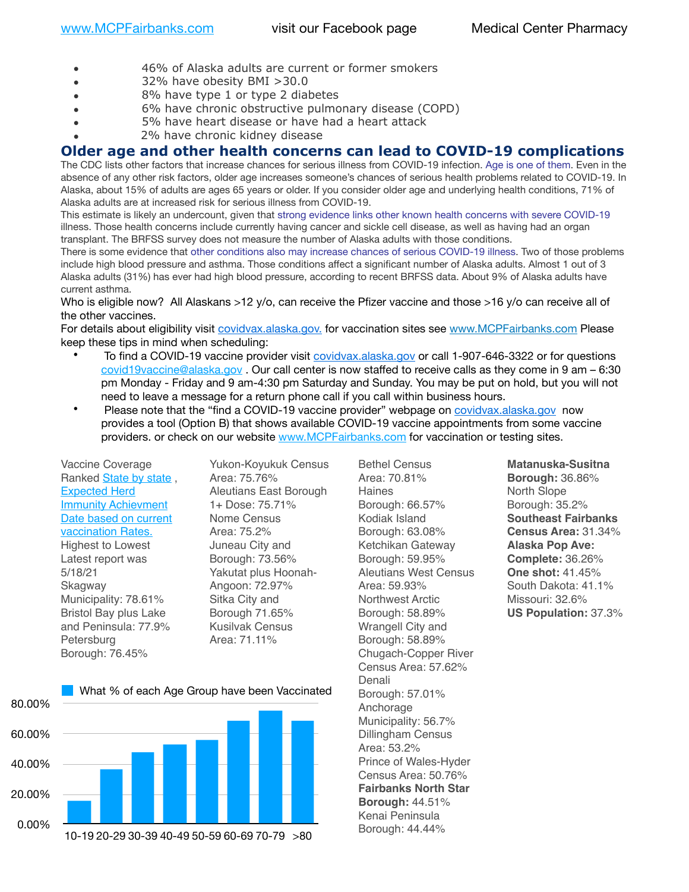- 46% of Alaska adults are current or former smokers
- 32% have obesity BMI >30.0
- 8% have type 1 or type 2 diabetes
- 6% have chronic obstructive pulmonary disease (COPD)
- 5% have heart disease or have had a heart attack
- 2% have chronic kidney disease

## Older age and other health concerns can lead to COVID-19 complications

The CDC lists other factors that increase chances for serious illness from COVID-19 infection. Age is one of them. Even in the absence of any other risk factors, older age increases someone's chances of serious health problems related to COVID-19. In Alaska, about 15% of adults are ages 65 years or older. If you consider older age and underlying health conditions, 71% of Alaska adults are at increased risk for serious illness from COVID-19.

This estimate is likely an undercount, given that strong evidence links other known health concerns with severe COVID-19 illness. Those health concerns include currently having cancer and sickle cell disease, as well as having had an organ transplant. The BRFSS survey does not measure the number of Alaska adults with those conditions.

There is some evidence that other conditions also may increase chances of serious COVID-19 illness. Two of those problems include high blood pressure and asthma. Those conditions affect a significant number of Alaska adults. Almost 1 out of 3 Alaska adults (31%) has ever had high blood pressure, according to recent BRFSS data. About 9% of Alaska adults have current asthma.

Who is eligible now? All Alaskans >12 y/o, can receive the Pfizer vaccine and those >16 y/o can receive all of the other vaccines.

For details about eligibility visit covidvax.alaska.gov. for vaccination sites see www.MCPFairbanks.com Please keep these tips in mind when scheduling:

- To find a COVID-19 vaccine provider visit covidvax.alaska.gov or call 1-907-646-3322 or for questions covid19vaccine@alaska.gov . Our call center is now staffed to receive calls as they come in 9 am – 6:30 pm Monday - Friday and 9 am-4:30 pm Saturday and Sunday. You may be put on hold, but you will not need to leave a message for a return phone call if you call within business hours.
- Please note that the "find a COVID-19 vaccine provider" webpage on covidvax.alaska.gov now provides a tool (Option B) that shows available COVID-19 vaccine appointments from some vaccine providers. or check on our website www.MCPFairbanks.com for vaccination or testing sites.

Vaccine Coverage Ranked State by state , Expected Herd Immunity Achievment Date based on current vaccination Rates.

Highest to Lowest
Latest report was 5/18/21

Skagway Municipality: 78.61%
Bristol Bay plus Lake and Peninsula: 77.9%
Petersburg Borough: 76.45%
Yukon-Koyukuk Census Area: 75.76%
Aleutians East Borough 1+ Dose: 75.71%
Nome Census Area: 75.2%
Juneau City and Borough: 73.56%
Yakutat plus Hoonah-Angoon: 72.97%
Sitka City and Borough 71.65%
Kusilvak Census Area: 71.11%
Bethel Census Area: 70.81%
Haines Borough: 66.57%
Kodiak Island Borough: 63.08%
Ketchikan Gateway Borough: 59.95%
Aleutians West Census Area: 59.93%
Northwest Arctic Borough: 58.89%
Wrangell City and Borough: 58.89%
Chugach-Copper River Census Area: 57.62%
Denali Borough: 57.01%
Anchorage Municipality: 56.7%
Dillingham Census Area: 53.2%
Prince of Wales-Hyder Census Area: 50.76%
**Fairbanks North Star Borough:** 44.51%
Kenai Peninsula Borough: 44.44%
**Matanuska-Susitna Borough:** 36.86%
North Slope Borough: 35.2%
**Southeast Fairbanks Census Area:** 31.34%
**Alaska Pop Ave:**
**Complete:** 36.26%
**One shot:** 41.45%
South Dakota: 41.1%
Missouri: 32.6%
**US Population:** 37.3%

What % of each Age Group have been Vaccinated
80.00%
60.00%
40.00%
20.00%
0.00%
10-19 20-29 30-39 40-49 50-59 60-69 70-79 >80